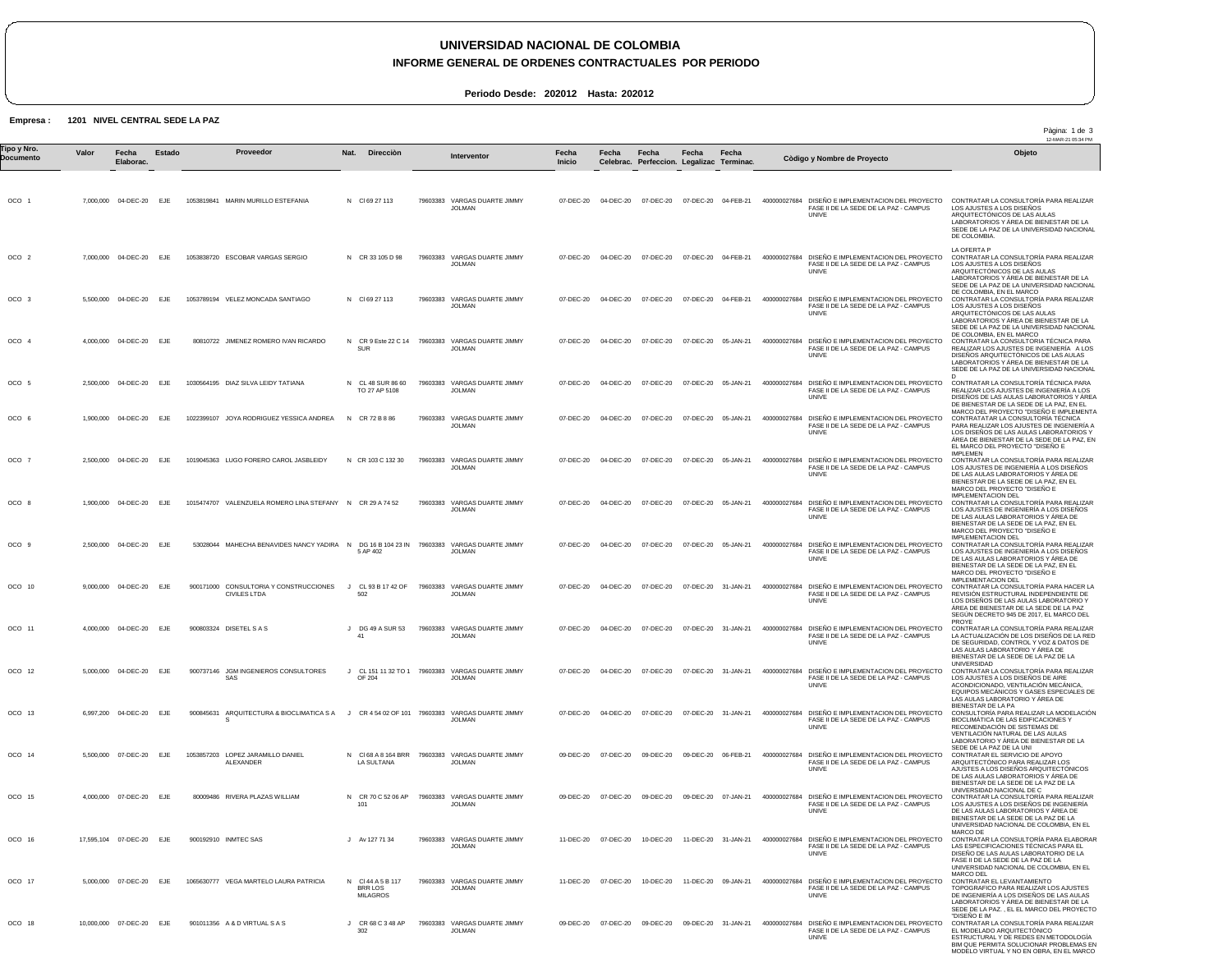# UNIVERSIDAD NACIONAL DE COLOMBIA

## INFORME GENERAL DE ORDENES CONTRACTUALES POR PERIODO

**Periodo Desde: 202012 Hasta: 202012**

**Empresa : 1201 NIVEL CENTRAL SEDE LA PAZ**

12-MAR-21 05:34 PM

| Tipo y Nro. Documento | Valor | Fecha Elaborac. | Estado | Proveedor | Nat. | Direcciòn | Interventor | Fecha Inicio | Fecha Celebrac. | Fecha Perfeccion. | Fecha Legalizac | Fecha Terminac. | Còdigo y Nombre de Proyecto | Objeto |
|---|---|---|---|---|---|---|---|---|---|---|---|---|---|---|
| OCO 1 | 7,000,000 | 04-DEC-20 | EJE | 1053819841 MARIN MURILLO ESTEFANIA | N | Cl 69 27 113 | 79603383 VARGAS DUARTE JIMMY JOLMAN | 07-DEC-20 | 04-DEC-20 | 07-DEC-20 | 07-DEC-20 | 04-FEB-21 | 400000027684 DISEÑO E IMPLEMENTACION DEL PROYECTO FASE II DE LA SEDE DE LA PAZ - CAMPUS UNIVE | CONTRATAR LA CONSULTORÍA PARA REALIZAR LOS AJUSTES A LOS DISEÑOS ARQUITECTÓNICOS DE LAS AULAS LABORATORIOS Y ÁREA DE BIENESTAR DE LA SEDE DE LA PAZ DE LA UNIVERSIDAD NACIONAL DE COLOMBIA. LA OFERTA P |
| OCO 2 | 7,000,000 | 04-DEC-20 | EJE | 1053838720 ESCOBAR VARGAS SERGIO | N | CR 33 105 D 98 | 79603383 VARGAS DUARTE JIMMY JOLMAN | 07-DEC-20 | 04-DEC-20 | 07-DEC-20 | 07-DEC-20 | 04-FEB-21 | 400000027684 DISEÑO E IMPLEMENTACION DEL PROYECTO FASE II DE LA SEDE DE LA PAZ - CAMPUS UNIVE | CONTRATAR LA CONSULTORÍA PARA REALIZAR LOS AJUSTES A LOS DISEÑOS ARQUITECTÓNICOS DE LAS AULAS LABORATORIOS Y ÁREA DE BIENESTAR DE LA SEDE DE LA PAZ DE LA UNIVERSIDAD NACIONAL DE COLOMBIA, EN EL MARCO |
| OCO 3 | 5,500,000 | 04-DEC-20 | EJE | 1053789194 VELEZ MONCADA SANTIAGO | N | Cl 69 27 113 | 79603383 VARGAS DUARTE JIMMY JOLMAN | 07-DEC-20 | 04-DEC-20 | 07-DEC-20 | 07-DEC-20 | 04-FEB-21 | 400000027684 DISEÑO E IMPLEMENTACION DEL PROYECTO FASE II DE LA SEDE DE LA PAZ - CAMPUS UNIVE | CONTRATAR LA CONSULTORÍA PARA REALIZAR LOS AJUSTES A LOS DISEÑOS ARQUITECTÓNICOS DE LAS AULAS LABORATORIOS Y ÁREA DE BIENESTAR DE LA SEDE DE LA PAZ DE LA UNIVERSIDAD NACIONAL DE COLOMBIA, EN EL MARCO |
| OCO 4 | 4,000,000 | 04-DEC-20 | EJE | 80810722 JIMENEZ ROMERO IVAN RICARDO | N | CR 9 Este 22 C 14 SUR | 79603383 VARGAS DUARTE JIMMY JOLMAN | 07-DEC-20 | 04-DEC-20 | 07-DEC-20 | 07-DEC-20 | 05-JAN-21 | 400000027684 DISEÑO E IMPLEMENTACION DEL PROYECTO FASE II DE LA SEDE DE LA PAZ - CAMPUS UNIVE | CONTRATAR LA CONSULTORÍA TÉCNICA PARA REALIZAR LOS AJUSTES DE INGENIERÍA A LOS DISEÑOS ARQUITECTÓNICOS DE LAS AULAS LABORATORIOS Y ÁREA DE BIENESTAR DE LA SEDE DE LA PAZ DE LA UNIVERSIDAD NACIONAL D |
| OCO 5 | 2,500,000 | 04-DEC-20 | EJE | 1030564195 DIAZ SILVA LEIDY TATIANA | N | CL 48 SUR 86 60 TO 27 AP 5108 | 79603383 VARGAS DUARTE JIMMY JOLMAN | 07-DEC-20 | 04-DEC-20 | 07-DEC-20 | 07-DEC-20 | 05-JAN-21 | 400000027684 DISEÑO E IMPLEMENTACION DEL PROYECTO FASE II DE LA SEDE DE LA PAZ - CAMPUS UNIVE | CONTRATAR LA CONSULTORÍA TÉCNICA PARA REALIZAR LOS AJUSTES DE INGENIERÍA A LOS DISEÑOS DE LAS AULAS LABORATORIOS Y ÁREA DE BIENESTAR DE LA SEDE DE LA PAZ, EN EL MARCO DEL PROYECTO "DISEÑO E IMPLEMENTA |
| OCO 6 | 1,900,000 | 04-DEC-20 | EJE | 1022399107 JOYA RODRIGUEZ YESSICA ANDREA | N | CR 72 B 8 86 | 79603383 VARGAS DUARTE JIMMY JOLMAN | 07-DEC-20 | 04-DEC-20 | 07-DEC-20 | 07-DEC-20 | 05-JAN-21 | 400000027684 DISEÑO E IMPLEMENTACION DEL PROYECTO FASE II DE LA SEDE DE LA PAZ - CAMPUS UNIVE | CONTRATATAR LA CONSULTORÍA TÉCNICA PARA REALIZAR LOS AJUSTES DE INGENIERÍA A LOS DISEÑOS DE LAS AULAS LABORATORIOS Y ÁREA DE BIENESTAR DE LA SEDE DE LA PAZ, EN EL MARCO DEL PROYECTO "DISEÑO E IMPLEMEN |
| OCO 7 | 2,500,000 | 04-DEC-20 | EJE | 1019045363 LUGO FORERO CAROL JASBLEIDY | N | CR 103 C 132 30 | 79603383 VARGAS DUARTE JIMMY JOLMAN | 07-DEC-20 | 04-DEC-20 | 07-DEC-20 | 07-DEC-20 | 05-JAN-21 | 400000027684 DISEÑO E IMPLEMENTACION DEL PROYECTO FASE II DE LA SEDE DE LA PAZ - CAMPUS UNIVE | CONTRATAR LA CONSULTORÍA PARA REALIZAR LOS AJUSTES DE INGENIERÍA A LOS DISEÑOS DE LAS AULAS LABORATORIOS Y ÁREA DE BIENESTAR DE LA SEDE DE LA PAZ, EN EL MARCO DEL PROYECTO "DISEÑO E IMPLEMENTACION DEL |
| OCO 8 | 1,900,000 | 04-DEC-20 | EJE | 1015474707 VALENZUELA ROMERO LINA STEFANY | N | CR 29 A 74 52 | 79603383 VARGAS DUARTE JIMMY JOLMAN | 07-DEC-20 | 04-DEC-20 | 07-DEC-20 | 07-DEC-20 | 05-JAN-21 | 400000027684 DISEÑO E IMPLEMENTACION DEL PROYECTO FASE II DE LA SEDE DE LA PAZ - CAMPUS UNIVE | CONTRATAR LA CONSULTORÍA PARA REALIZAR LOS AJUSTES DE INGENIERÍA A LOS DISEÑOS DE LAS AULAS LABORATORIOS Y ÁREA DE BIENESTAR DE LA SEDE DE LA PAZ, EN EL MARCO DEL PROYECTO "DISEÑO E IMPLEMENTACION DEL |
| OCO 9 | 2,500,000 | 04-DEC-20 | EJE | 53028044 MAHECHA BENAVIDES NANCY YADIRA | N | DG 16 B 104 23 IN 5 AP 402 | 79603383 VARGAS DUARTE JIMMY JOLMAN | 07-DEC-20 | 04-DEC-20 | 07-DEC-20 | 07-DEC-20 | 05-JAN-21 | 400000027684 DISEÑO E IMPLEMENTACION DEL PROYECTO FASE II DE LA SEDE DE LA PAZ - CAMPUS UNIVE | CONTRATAR LA CONSULTORÍA PARA REALIZAR LOS AJUSTES DE INGENIERÍA A LOS DISEÑOS DE LAS AULAS LABORATORIOS Y ÁREA DE BIENESTAR DE LA SEDE DE LA PAZ, EN EL MARCO DEL PROYECTO "DISEÑO E IMPLEMENTACION DEL |
| OCO 10 | 9,000,000 | 04-DEC-20 | EJE | 900171000 CONSULTORIA Y CONSTRUCCIONES CIVILES LTDA | J | CL 93 B 17 42 OF 502 | 79603383 VARGAS DUARTE JIMMY JOLMAN | 07-DEC-20 | 04-DEC-20 | 07-DEC-20 | 07-DEC-20 | 31-JAN-21 | 400000027684 DISEÑO E IMPLEMENTACION DEL PROYECTO FASE II DE LA SEDE DE LA PAZ - CAMPUS UNIVE | CONTRATAR LA CONSULTORÍA PARA HACER LA REVISIÓN ESTRUCTURAL INDEPENDIENTE DE LOS DISEÑOS DE LAS AULAS LABORATORIO Y ÁREA DE BIENESTAR DE LA SEDE DE LA PAZ SEGÚN DECRETO 945 DE 2017, EL MARCO DEL PROYE |
| OCO 11 | 4,000,000 | 04-DEC-20 | EJE | 900803324 DISETEL S A S | J | DG 49 A SUR 53 41 | 79603383 VARGAS DUARTE JIMMY JOLMAN | 07-DEC-20 | 04-DEC-20 | 07-DEC-20 | 07-DEC-20 | 31-JAN-21 | 400000027684 DISEÑO E IMPLEMENTACION DEL PROYECTO FASE II DE LA SEDE DE LA PAZ - CAMPUS UNIVE | CONTRATAR LA CONSULTORÍA PARA REALIZAR LA ACTUALIZACIÓN DE LOS DISEÑOS DE LA RED DE SEGURIDAD, CONTROL Y VOZ & DATOS DE LAS AULAS LABORATORIO Y ÁREA DE BIENESTAR DE LA SEDE DE LA PAZ DE LA UNIVERSIDAD |
| OCO 12 | 5,000,000 | 04-DEC-20 | EJE | 900737146 JGM INGENIEROS CONSULTORES SAS | J | CL 151 11 32 TO 1 OF 204 | 79603383 VARGAS DUARTE JIMMY JOLMAN | 07-DEC-20 | 04-DEC-20 | 07-DEC-20 | 07-DEC-20 | 31-JAN-21 | 400000027684 DISEÑO E IMPLEMENTACION DEL PROYECTO FASE II DE LA SEDE DE LA PAZ - CAMPUS UNIVE | CONTRATAR LA CONSULTORÍA PARA REALIZAR LOS AJUSTES A LOS DISEÑOS DE AIRE ACONDICIONADO, VENTILACIÓN MECÁNICA, EQUIPOS MECÁNICOS Y GASES ESPECIALES DE LAS AULAS LABORATORIO Y ÁREA DE BIENESTAR DE LA PA |
| OCO 13 | 6,997,200 | 04-DEC-20 | EJE | 900845631 ARQUITECTURA & BIOCLIMATICA S A S | J | CR 4 54 02 OF 101 | 79603383 VARGAS DUARTE JIMMY JOLMAN | 07-DEC-20 | 04-DEC-20 | 07-DEC-20 | 07-DEC-20 | 31-JAN-21 | 400000027684 DISEÑO E IMPLEMENTACION DEL PROYECTO FASE II DE LA SEDE DE LA PAZ - CAMPUS UNIVE | CONSULTORÍA PARA REALIZAR LA MODELACIÓN BIOCLIMÁTICA DE LAS EDIFICACIONES Y RECOMENDACIÓN DE SISTEMAS DE VENTILACIÓN NATURAL DE LAS AULAS LABORATORIO Y ÁREA DE BIENESTAR DE LA SEDE DE LA PAZ DE LA UNI |
| OCO 14 | 5,500,000 | 07-DEC-20 | EJE | 1053857203 LOPEZ JARAMILLO DANIEL ALEXANDER | N | Cl 68 A 8 164 BRR LA SULTANA | 79603383 VARGAS DUARTE JIMMY JOLMAN | 09-DEC-20 | 07-DEC-20 | 09-DEC-20 | 09-DEC-20 | 06-FEB-21 | 400000027684 DISEÑO E IMPLEMENTACION DEL PROYECTO FASE II DE LA SEDE DE LA PAZ - CAMPUS UNIVE | CONTRATAR EL SERVICIO DE APOYO ARQUITECTÓNICO PARA REALIZAR LOS AJUSTES A LOS DISEÑOS ARQUITECTÓNICOS DE LAS AULAS LABORATORIOS Y ÁREA DE BIENESTAR DE LA SEDE DE LA PAZ DE LA UNIVERSIDAD NACIONAL DE C |
| OCO 15 | 4,000,000 | 07-DEC-20 | EJE | 80009486 RIVERA PLAZAS WILLIAM | N | CR 70 C 52 06 AP 101 | 79603383 VARGAS DUARTE JIMMY JOLMAN | 09-DEC-20 | 07-DEC-20 | 09-DEC-20 | 09-DEC-20 | 07-JAN-21 | 400000027684 DISEÑO E IMPLEMENTACION DEL PROYECTO FASE II DE LA SEDE DE LA PAZ - CAMPUS UNIVE | CONTRATAR LA CONSULTORÍA PARA REALIZAR LOS AJUSTES A LOS DISEÑOS DE INGENIERÍA DE LAS AULAS LABORATORIOS Y ÁREA DE BIENESTAR DE LA SEDE DE LA PAZ DE LA UNIVERSIDAD NACIONAL DE COLOMBIA, EN EL MARCO DE |
| OCO 16 | 17,595,104 | 07-DEC-20 | EJE | 900192910 INMTEC SAS | J | Av 127 71 34 | 79603383 VARGAS DUARTE JIMMY JOLMAN | 11-DEC-20 | 07-DEC-20 | 10-DEC-20 | 11-DEC-20 | 31-JAN-21 | 400000027684 DISEÑO E IMPLEMENTACION DEL PROYECTO FASE II DE LA SEDE DE LA PAZ - CAMPUS UNIVE | CONTRATAR LA CONSULTORÍA PARA ELABORAR LAS ESPECIFICACIONES TÉCNICAS PARA EL DISEÑO DE LAS AULAS LABORATORIO DE LA FASE II DE LA SEDE DE LA PAZ DE LA UNIVERSIDAD NACIONAL DE COLOMBIA, EN EL MARCO DEL |
| OCO 17 | 5,000,000 | 07-DEC-20 | EJE | 1065630777 VEGA MARTELO LAURA PATRICIA | N | Cl 44 A 5 B 117 BRR LOS MILAGROS | 79603383 VARGAS DUARTE JIMMY JOLMAN | 11-DEC-20 | 07-DEC-20 | 10-DEC-20 | 11-DEC-20 | 09-JAN-21 | 400000027684 DISEÑO E IMPLEMENTACION DEL PROYECTO FASE II DE LA SEDE DE LA PAZ - CAMPUS UNIVE | CONTRATAR EL LEVANTAMIENTO TOPOGRÁFICO PARA REALIZAR LOS AJUSTES DE INGENIERÍA A LOS DISEÑOS DE LAS AULAS LABORATORIOS Y ÁREA DE BIENESTAR DE LA SEDE DE LA PAZ. , EL EL MARCO DEL PROYECTO "DISEÑO E IM |
| OCO 18 | 10,000,000 | 07-DEC-20 | EJE | 901011356 A & D VIRTUAL S A S | J | CR 68 C 3 48 AP 302 | 79603383 VARGAS DUARTE JIMMY JOLMAN | 09-DEC-20 | 07-DEC-20 | 09-DEC-20 | 09-DEC-20 | 31-JAN-21 | 400000027684 DISEÑO E IMPLEMENTACION DEL PROYECTO FASE II DE LA SEDE DE LA PAZ - CAMPUS UNIVE | CONTRATAR EL MODELADO ARQUITECTÓNICO ESTRUCTURAL Y DE REDES EN METODOLOGÍA BIM QUE PERMITA SOLUCIONAR PROBLEMAS EN MODELO VIRTUAL Y NO EN OBRA, EN EL MARCO |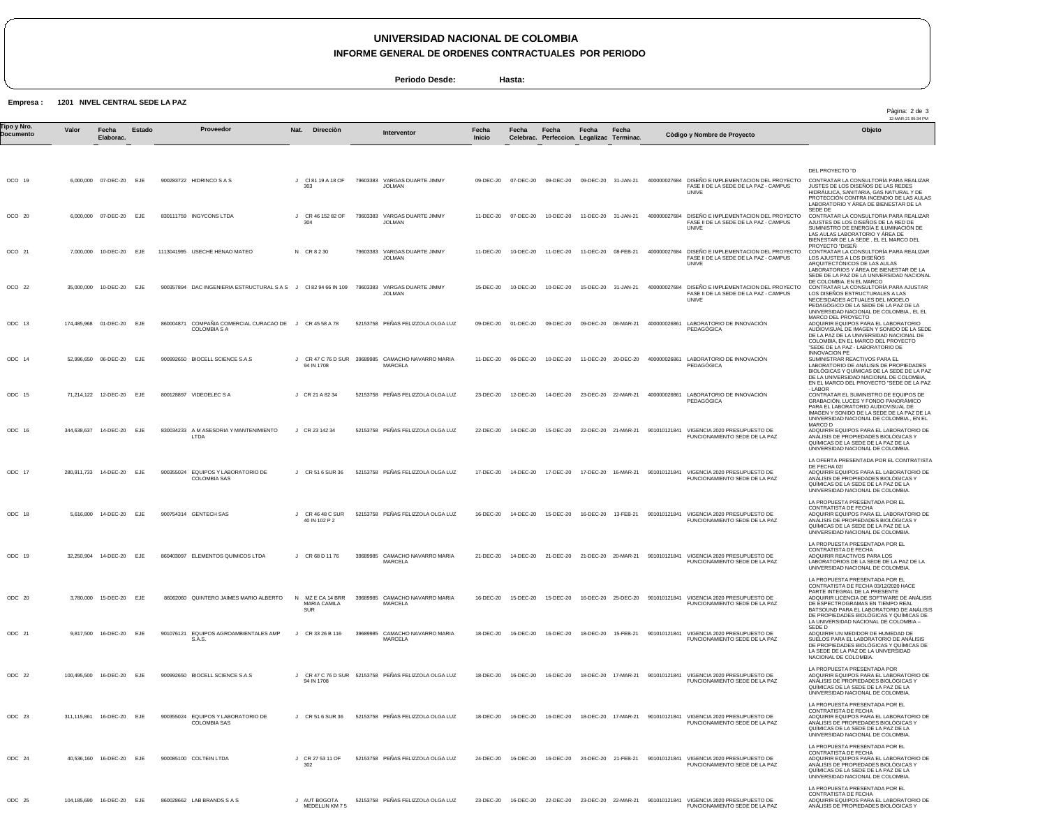# UNIVERSIDAD NACIONAL DE COLOMBIA

## INFORME GENERAL DE ORDENES CONTRACTUALES POR PERIODO

**Periodo Desde:** **Hasta:**

**Empresa :** **1201 NIVEL CENTRAL SEDE LA PAZ**

| Tipo y Nro. Documento | Valor | Fecha Elaborac. | Estado | Proveedor | Nat. | Dirección | Interventor | Fecha Inicio | Fecha Celebrac. | Fecha Perfeccion. | Fecha Legalizac | Fecha Terminac. | Còdigo y Nombre de Proyecto | Objeto |
|---|---|---|---|---|---|---|---|---|---|---|---|---|---|---|
| | | | | | | | | | | | | | | DEL PROYECTO "D |
| OCO 19 | 6,000,000 | 07-DEC-20 | EJE | 900283722 HIDRINCO S A S | J | Cl 81 19 A 18 OF 303 | 79603383 VARGAS DUARTE JIMMY JOLMAN | 09-DEC-20 | 07-DEC-20 | 09-DEC-20 | 09-DEC-20 | 31-JAN-21 | 400000027684 DISEÑO E IMPLEMENTACION DEL PROYECTO FASE II DE LA SEDE DE LA PAZ - CAMPUS UNIVE | CONTRATAR LA CONSULTORÍA PARA REALIZAR JUSTES DE LOS DISEÑOS DE LAS REDES HIDRÁULICA, SANITARIA, GAS NATURAL Y DE PROTECCIÓN CONTRA INCENDIO DE LAS AULAS LABORATORIO Y ÁREA DE BIENESTAR DE LA SEDE DE |
| OCO 20 | 6,000,000 | 07-DEC-20 | EJE | 830111759 INGYCONS LTDA | J | CR 46 152 82 OF 304 | 79603383 VARGAS DUARTE JIMMY JOLMAN | 11-DEC-20 | 07-DEC-20 | 10-DEC-20 | 11-DEC-20 | 31-JAN-21 | 400000027684 DISEÑO E IMPLEMENTACION DEL PROYECTO FASE II DE LA SEDE DE LA PAZ - CAMPUS UNIVE | CONTRATAR LA CONSULTORIA PARA REALIZAR AJUSTES DE LOS DISEÑOS DE LA RED DE SUMINISTRO DE ENERGÍA E ILUMINACIÓN DE LAS AULAS LABORATORIO Y ÁREA DE BIENESTAR DE LA SEDE , EL EL MARCO DEL PROYECTO "DISEÑ |
| OCO 21 | 7,000,000 | 10-DEC-20 | EJE | 1113041995 USECHE HENAO MATEO | N | CR 8 2 30 | 79603383 VARGAS DUARTE JIMMY JOLMAN | 11-DEC-20 | 10-DEC-20 | 11-DEC-20 | 11-DEC-20 | 08-FEB-21 | 400000027684 DISEÑO E IMPLEMENTACION DEL PROYECTO FASE II DE LA SEDE DE LA PAZ - CAMPUS UNIVE | CONTRATAR LA CONSULTORÍA PARA REALIZAR LOS AJUSTES A LOS DISEÑOS ARQUITECTÓNICOS DE LAS AULAS LABORATORIOS Y ÁREA DE BIENESTAR DE LA SEDE DE LA PAZ DE LA UNIVERSIDAD NACIONAL DE COLOMBIA. EN EL MARCO |
| OCO 22 | 35,000,000 | 10-DEC-20 | EJE | 900357894 DAC INGENIERIA ESTRUCTURAL S A S | J | Cl 82 94 66 IN 109 | 79603383 VARGAS DUARTE JIMMY JOLMAN | 15-DEC-20 | 10-DEC-20 | 10-DEC-20 | 15-DEC-20 | 31-JAN-21 | 400000027684 DISEÑO E IMPLEMENTACION DEL PROYECTO FASE II DE LA SEDE DE LA PAZ - CAMPUS UNIVE | CONTRATAR LA CONSULTORÍA PARA AJUSTAR LOS DISEÑOS ESTRUCTURALES A LAS NECESIDADES ACTUALES DEL MODELO PEDAGÓGICO DE LA SEDE DE LA PAZ DE LA UNIVERSIDAD NACIONAL DE COLOMBIA.; EL EL MARCO DEL PROYECTO |
| ODC 13 | 174,485,968 | 01-DEC-20 | EJE | 860004871 COMPAÑIA COMERCIAL CURACAO DE COLOMBIA S A | J | CR 45 58 A 78 | 52153758 PEÑAS FELIZZOLA OLGA LUZ | 09-DEC-20 | 01-DEC-20 | 09-DEC-20 | 09-DEC-20 | 08-MAR-21 | 400000026861 LABORATORIO DE INNOVACIÓN PEDAGÓGICA | ADQUIRIR EQUIPOS PARA EL LABORATORIO AUDIOVISUAL DE IMAGEN Y SONIDO DE LA SEDE DE LA PAZ DE LA UNIVERSIDAD NACIONAL DE COLOMBIA, EN EL MARCO DEL PROYECTO "SEDE DE LA PAZ - LABORATORIO DE INNOVACION PE |
| ODC 14 | 52,996,650 | 06-DEC-20 | EJE | 900992650 BIOCELL SCIENCE S.A.S | J | CR 47 C 76 D SUR 94 IN 1708 | 39689985 CAMACHO NAVARRO MARIA MARCELA | 11-DEC-20 | 06-DEC-20 | 10-DEC-20 | 11-DEC-20 | 20-DEC-20 | 400000026861 LABORATORIO DE INNOVACIÓN PEDAGÓGICA | SUMINISTRAR REACTIVOS PARA EL LABORATORIO DE ANÁLISIS DE PROPIEDADES BIOLÓGICAS Y QUÍMICAS DE LA SEDE DE LA PAZ DE LA UNIVERSIDAD NACIONAL DE COLOMBIA, EN EL MARCO DEL PROYECTO "SEDE DE LA PAZ - LABOR |
| ODC 15 | 71,214,122 | 12-DEC-20 | EJE | 800128897 VIDEOELEC S A | J | CR 21 A 82 34 | 52153758 PEÑAS FELIZZOLA OLGA LUZ | 23-DEC-20 | 12-DEC-20 | 14-DEC-20 | 23-DEC-20 | 22-MAR-21 | 400000026861 LABORATORIO DE INNOVACIÓN PEDAGÓGICA | CONTRATAR EL SUMINISTRO DE EQUIPOS DE GRABACIÓN, LUCES Y FONDO PANORÁMICO PARA EL LABORATORIO AUDIOVISUAL DE IMAGEN Y SONIDO DE LA SEDE DE LA PAZ DE LA UNIVERSIDAD NACIONAL DE COLOMBIA., EN EL MARCO D |
| ODC 16 | 344,638,637 | 14-DEC-20 | EJE | 830034233 A M ASESORIA Y MANTENIMIENTO LTDA | J | CR 23 142 34 | 52153758 PEÑAS FELIZZOLA OLGA LUZ | 22-DEC-20 | 14-DEC-20 | 15-DEC-20 | 22-DEC-20 | 21-MAR-21 | 901010121841 VIGENCIA 2020 PRESUPUESTO DE FUNCIONAMIENTO SEDE DE LA PAZ | ADQUIRIR EQUIPOS PARA EL LABORATORIO DE ANÁLISIS DE PROPIEDADES BIOLÓGICAS Y QUÍMICAS DE LA SEDE DE LA PAZ DE LA UNIVERSIDAD NACIONAL DE COLOMBIA. LA OFERTA PRESENTADA POR EL CONTRATISTA DE FECHA 02/ |
| ODC 17 | 280,911,733 | 14-DEC-20 | EJE | 900355024 EQUIPOS Y LABORATORIO DE COLOMBIA SAS | J | CR 51 6 SUR 36 | 52153758 PEÑAS FELIZZOLA OLGA LUZ | 17-DEC-20 | 14-DEC-20 | 17-DEC-20 | 17-DEC-20 | 16-MAR-21 | 901010121841 VIGENCIA 2020 PRESUPUESTO DE FUNCIONAMIENTO SEDE DE LA PAZ | ADQUIRIR EQUIPOS PARA EL LABORATORIO DE ANÁLISIS DE PROPIEDADES BIOLÓGICAS Y QUÍMICAS DE LA SEDE DE LA PAZ DE LA UNIVERSIDAD NACIONAL DE COLOMBIA. LA PROPUESTA PRESENTADA POR EL CONTRATISTA DE FECHA |
| ODC 18 | 5,616,800 | 14-DEC-20 | EJE | 900754314 GENTECH SAS | J | CR 46 48 C SUR 40 IN 102 P 2 | 52153758 PEÑAS FELIZZOLA OLGA LUZ | 16-DEC-20 | 14-DEC-20 | 15-DEC-20 | 16-DEC-20 | 13-FEB-21 | 901010121841 VIGENCIA 2020 PRESUPUESTO DE FUNCIONAMIENTO SEDE DE LA PAZ | ADQUIRIR EQUIPOS PARA EL LABORATORIO DE ANÁLISIS DE PROPIEDADES BIOLÓGICAS Y QUÍMICAS DE LA SEDE DE LA PAZ DE LA UNIVERSIDAD NACIONAL DE COLOMBIA. LA PROPUESTA PRESENTADA POR EL CONTRATISTA DE FECHA |
| ODC 19 | 32,250,904 | 14-DEC-20 | EJE | 860403097 ELEMENTOS QUIMICOS LTDA | J | CR 68 D 11 76 | 39689985 CAMACHO NAVARRO MARIA MARCELA | 21-DEC-20 | 14-DEC-20 | 21-DEC-20 | 21-DEC-20 | 20-MAR-21 | 901010121841 VIGENCIA 2020 PRESUPUESTO DE FUNCIONAMIENTO SEDE DE LA PAZ | ADQUIRIR REACTIVOS PARA LOS LABORATORIOS DE LA SEDE DE LA PAZ DE LA UNIVERSIDAD NACIONAL DE COLOMBIA. LA PROPUESTA PRESENTADA POR EL CONTRATISTA DE FECHA 03/12/2020 HACE PARTE INTEGRAL DE LA PRESENTE |
| ODC 20 | 3,780,000 | 15-DEC-20 | EJE | 86062060 QUINTERO JAIMES MARIO ALBERTO | N | MZ E CA 14 BRR MARIA CAMILA SUR | 39689985 CAMACHO NAVARRO MARIA MARCELA | 16-DEC-20 | 15-DEC-20 | 15-DEC-20 | 16-DEC-20 | 25-DEC-20 | 901010121841 VIGENCIA 2020 PRESUPUESTO DE FUNCIONAMIENTO SEDE DE LA PAZ | ADQUIRIR LICENCIA DE SOFTWARE DE ANÁLISIS DE ESPECTROGRAMAS EN TIEMPO REAL BATSOUND PARA EL LABORATORIO DE ANÁLISIS DE PROPIEDADES BIOLÓGICAS Y QUÍMICAS DE LA UNIVERSIDAD NACIONAL DE COLOMBIA – SEDE D |
| ODC 21 | 9,817,500 | 16-DEC-20 | EJE | 901076121 EQUIPOS AGROAMBIENTALES AMP S.A.S. | J | CR 33 26 B 116 | 39689985 CAMACHO NAVARRO MARIA MARCELA | 18-DEC-20 | 16-DEC-20 | 16-DEC-20 | 18-DEC-20 | 15-FEB-21 | 901010121841 VIGENCIA 2020 PRESUPUESTO DE FUNCIONAMIENTO SEDE DE LA PAZ | ADQUIRIR UN MEDIDOR DE HUMEDAD DE SUELOS PARA EL LABORATORIO DE ANÁLISIS DE PROPIEDADES BIOLÓGICAS Y QUÍMICAS DE LA SEDE DE LA PAZ DE LA UNIVERSIDAD NACIONAL DE COLOMBIA. LA PROPUESTA PRESENTADA POR |
| ODC 22 | 100,495,500 | 16-DEC-20 | EJE | 900992650 BIOCELL SCIENCE S.A.S | J | CR 47 C 76 D SUR 94 IN 1708 | 52153758 PEÑAS FELIZZOLA OLGA LUZ | 18-DEC-20 | 16-DEC-20 | 16-DEC-20 | 18-DEC-20 | 17-MAR-21 | 901010121841 VIGENCIA 2020 PRESUPUESTO DE FUNCIONAMIENTO SEDE DE LA PAZ | ADQUIRIR EQUIPOS PARA EL LABORATORIO DE ANÁLISIS DE PROPIEDADES BIOLÓGICAS Y QUÍMICAS DE LA SEDE DE LA PAZ DE LA UNIVERSIDAD NACIONAL DE COLOMBIA. LA PROPUESTA PRESENTADA POR EL CONTRATISTA DE FECHA |
| ODC 23 | 311,115,861 | 16-DEC-20 | EJE | 900355024 EQUIPOS Y LABORATORIO DE COLOMBIA SAS | J | CR 51 6 SUR 36 | 52153758 PEÑAS FELIZZOLA OLGA LUZ | 18-DEC-20 | 16-DEC-20 | 16-DEC-20 | 18-DEC-20 | 17-MAR-21 | 901010121841 VIGENCIA 2020 PRESUPUESTO DE FUNCIONAMIENTO SEDE DE LA PAZ | ADQUIRIR EQUIPOS PARA EL LABORATORIO DE ANÁLISIS DE PROPIEDADES BIOLÓGICAS Y QUÍMICAS DE LA SEDE DE LA PAZ DE LA UNIVERSIDAD NACIONAL DE COLOMBIA. LA PROPUESTA PRESENTADA POR EL CONTRATISTA DE FECHA |
| ODC 24 | 40,536,160 | 16-DEC-20 | EJE | 900085100 COLTEIN LTDA | J | CR 27 53 11 OF 302 | 52153758 PEÑAS FELIZZOLA OLGA LUZ | 24-DEC-20 | 16-DEC-20 | 16-DEC-20 | 24-DEC-20 | 21-FEB-21 | 901010121841 VIGENCIA 2020 PRESUPUESTO DE FUNCIONAMIENTO SEDE DE LA PAZ | ADQUIRIR EQUIPOS PARA EL LABORATORIO DE ANÁLISIS DE PROPIEDADES BIOLÓGICAS Y QUÍMICAS DE LA SEDE DE LA PAZ DE LA UNIVERSIDAD NACIONAL DE COLOMBIA. LA PROPUESTA PRESENTADA POR EL CONTRATISTA DE FECHA |
| ODC 25 | 104,185,690 | 16-DEC-20 | EJE | 860028662 LAB BRANDS S A S | J | AUT BOGOTA MEDELLIN KM 7 5 | 52153758 PEÑAS FELIZZOLA OLGA LUZ | 23-DEC-20 | 16-DEC-20 | 22-DEC-20 | 23-DEC-20 | 22-MAR-21 | 901010121841 VIGENCIA 2020 PRESUPUESTO DE FUNCIONAMIENTO SEDE DE LA PAZ | ADQUIRIR EQUIPOS PARA EL LABORATORIO DE ANÁLISIS DE PROPIEDADES BIOLÓGICAS Y |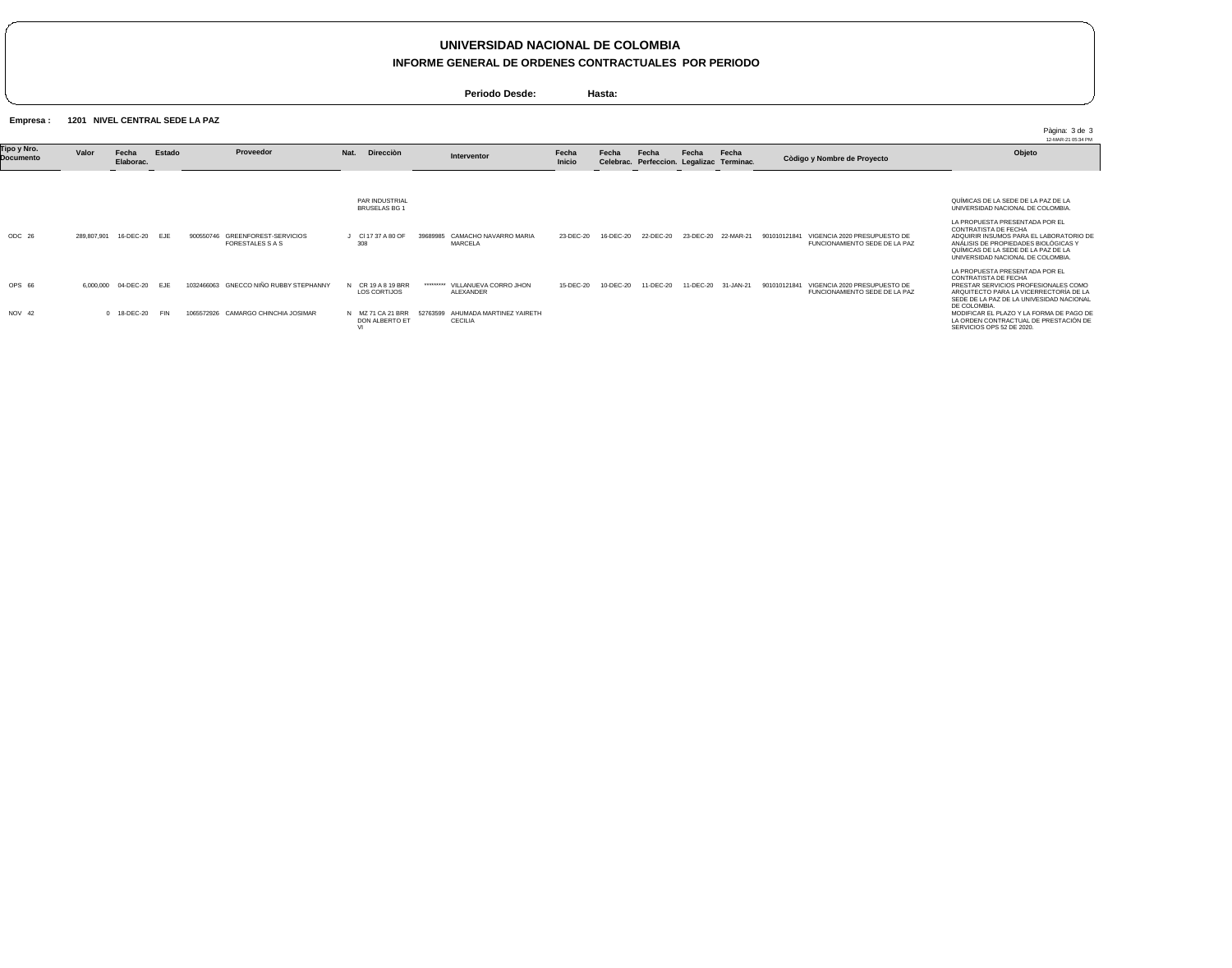# UNIVERSIDAD NACIONAL DE COLOMBIA

## INFORME GENERAL DE ORDENES CONTRACTUALES POR PERIODO

**Periodo Desde:** **Hasta:**

**Empresa : 1201 NIVEL CENTRAL SEDE LA PAZ**

12-MAR-21 05:34 PM

| Tipo y Nro. Documento | Valor | Fecha Elaborac. | Estado | Proveedor | Nat. | Direcciòn | Interventor | Fecha Inicio | Fecha Celebrac. | Fecha Perfeccion. | Fecha Legalizac | Fecha Terminac. | Còdigo y Nombre de Proyecto | Objeto |
|---|---|---|---|---|---|---|---|---|---|---|---|---|---|---|
| | | | | | | PAR INDUSTRIAL BRUSELAS BG 1 | | | | | | | | QUÍMICAS DE LA SEDE DE LA PAZ DE LA UNIVERSIDAD NACIONAL DE COLOMBIA. LA PROPUESTA PRESENTADA POR EL CONTRATISTA DE FECHA |
| ODC 26 | 289,807,901 | 16-DEC-20 | EJE | 900550746 GREENFOREST-SERVICIOS FORESTALES S A S | J | Cl 17 37 A 80 OF 308 | 39689985 CAMACHO NAVARRO MARIA MARCELA | 23-DEC-20 | 16-DEC-20 | 22-DEC-20 | 23-DEC-20 | 22-MAR-21 | 901010121841 VIGENCIA 2020 PRESUPUESTO DE FUNCIONAMIENTO SEDE DE LA PAZ | ADQUIRIR INSUMOS PARA EL LABORATORIO DE ANÁLISIS DE PROPIEDADES BIOLÓGICAS Y QUÍMICAS DE LA SEDE DE LA PAZ DE LA UNIVERSIDAD NACIONAL DE COLOMBIA. LA PROPUESTA PRESENTADA POR EL CONTRATISTA DE FECHA |
| OPS 66 | 6,000,000 | 04-DEC-20 | EJE | 1032466063 GNECCO NIÑO RUBBY STEPHANNY | N | CR 19 A 8 19 BRR LOS CORTIJOS | ********* VILLANUEVA CORRO JHON ALEXANDER | 15-DEC-20 | 10-DEC-20 | 11-DEC-20 | 11-DEC-20 | 31-JAN-21 | 901010121841 VIGENCIA 2020 PRESUPUESTO DE FUNCIONAMIENTO SEDE DE LA PAZ | PRESTAR SERVICIOS PROFESIONALES COMO ARQUITECTO PARA LA VICERRECTORÍA DE LA SEDE DE LA PAZ DE LA UNIVESIDAD NACIONAL DE COLOMBIA. |
| NOV 42 | 0 | 18-DEC-20 | FIN | 1065572926 CAMARGO CHINCHIA JOSIMAR | N | MZ 71 CA 21 BRR DON ALBERTO ET VI | 52763599 AHUMADA MARTINEZ YAIRETH CECILIA | | | | | | | MODIFICAR EL PLAZO Y LA FORMA DE PAGO DE LA ORDEN CONTRACTUAL DE PRESTACIÓN DE SERVICIOS OPS 52 DE 2020. |